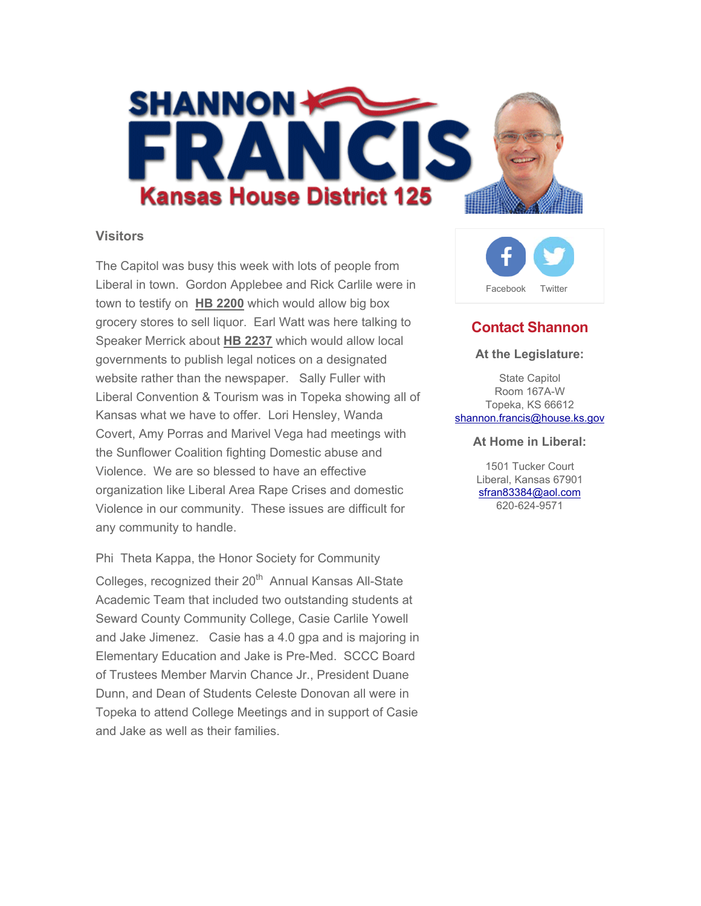# SHANNON FRANCIS

## Kansas House District 125

### Visitors

The Capitol was busy this week with lots of people from Liberal in town. Gordon Applebee and Rick Carlile were in town to testify on **HB 2200** which would allow big box grocery stores to sell liquor. Earl Watt was here talking to Speaker Merrick about **HB 2237** which would allow local governments to publish legal notices on a designated website rather than the newspaper. Sally Fuller with Liberal Convention & Tourism was in Topeka showing all of Kansas what we have to offer. Lori Hensley, Wanda Covert, Amy Porras and Marivel Vega had meetings with the Sunflower Coalition fighting Domestic abuse and Violence. We are so blessed to have an effective organization like Liberal Area Rape Crises and domestic Violence in our community. These issues are difficult for any community to handle.

Phi Theta Kappa, the Honor Society for Community Colleges, recognized their 20th Annual Kansas All-State Academic Team that included two outstanding students at Seward County Community College, Casie Carlile Yowell and Jake Jimenez. Casie has a 4.0 gpa and is majoring in Elementary Education and Jake is Pre-Med. SCCC Board of Trustees Member Marvin Chance Jr., President Duane Dunn, and Dean of Students Celeste Donovan all were in Topeka to attend College Meetings and in support of Casie and Jake as well as their families.

Facebook Twitter

### Contact Shannon

**At the Legislature:**

State Capitol
Room 167A-W
Topeka, KS 66612
shannon.francis@house.ks.gov

**At Home in Liberal:**

1501 Tucker Court
Liberal, Kansas 67901
sfran83384@aol.com
620-624-9571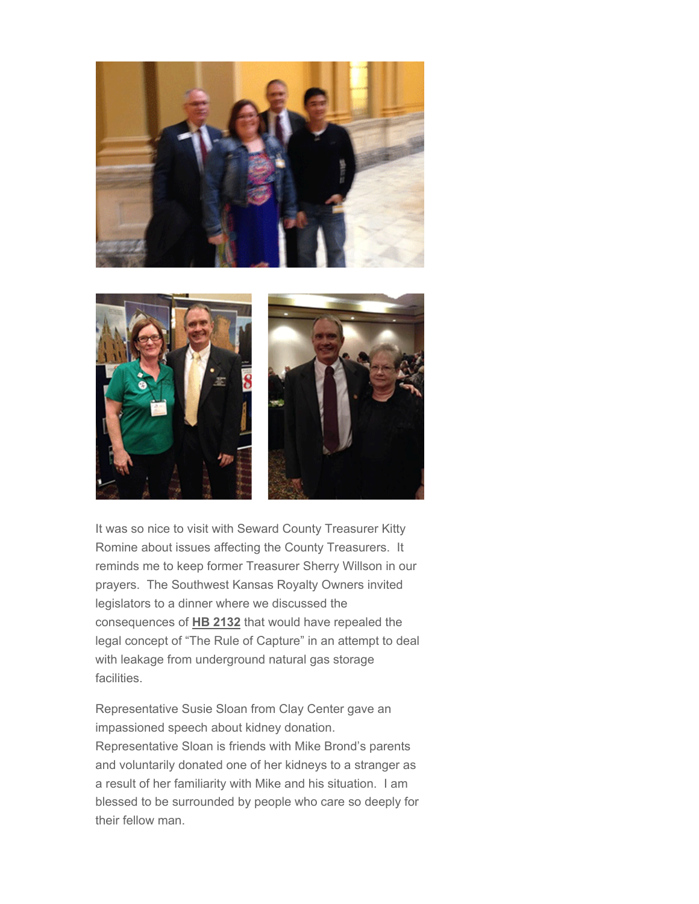It was so nice to visit with Seward County Treasurer Kitty Romine about issues affecting the County Treasurers. It reminds me to keep former Treasurer Sherry Willson in our prayers. The Southwest Kansas Royalty Owners invited legislators to a dinner where we discussed the consequences of **HB 2132** that would have repealed the legal concept of "The Rule of Capture" in an attempt to deal with leakage from underground natural gas storage facilities.

Representative Susie Sloan from Clay Center gave an impassioned speech about kidney donation. Representative Sloan is friends with Mike Brond's parents and voluntarily donated one of her kidneys to a stranger as a result of her familiarity with Mike and his situation. I am blessed to be surrounded by people who care so deeply for their fellow man.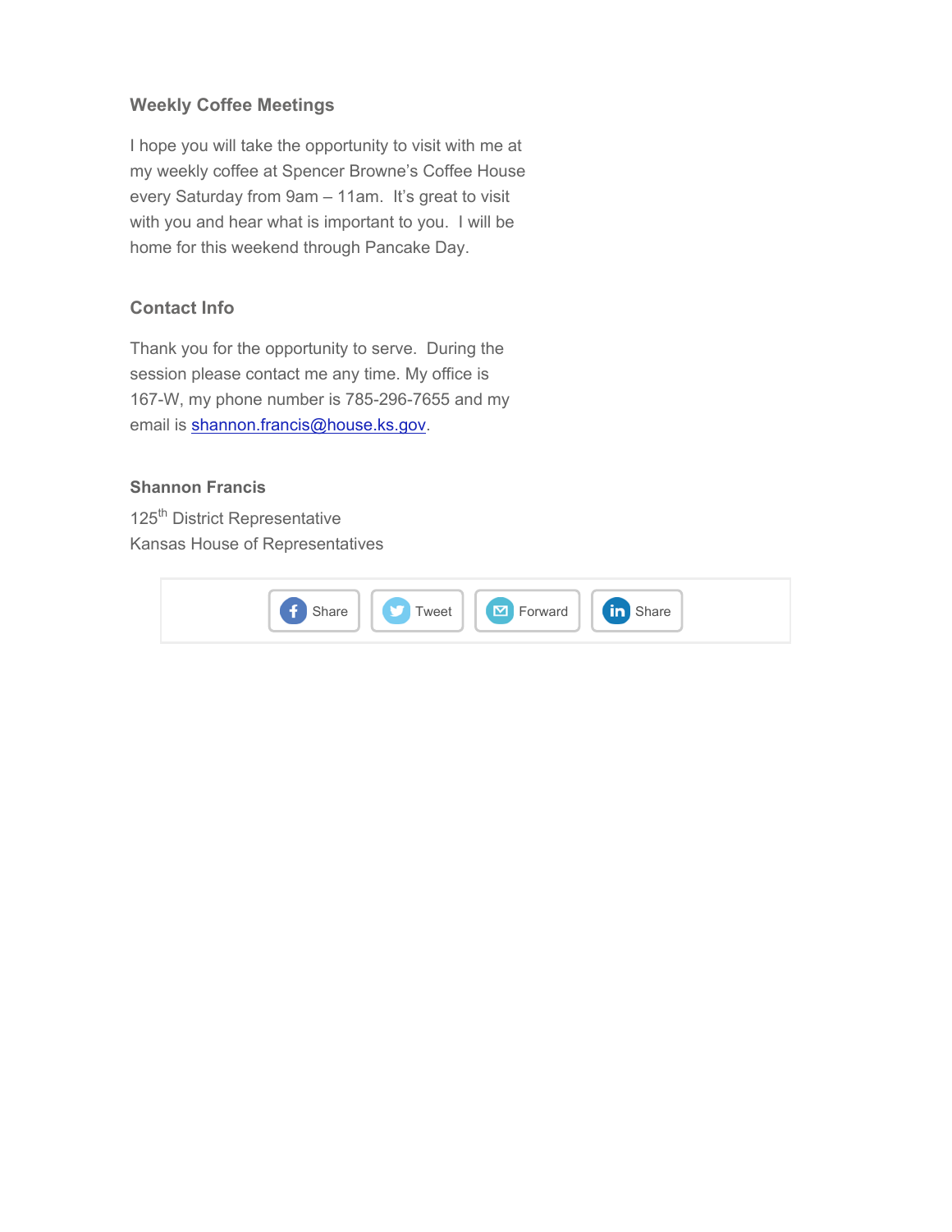### Weekly Coffee Meetings

I hope you will take the opportunity to visit with me at my weekly coffee at Spencer Browne's Coffee House every Saturday from 9am – 11am. It's great to visit with you and hear what is important to you. I will be home for this weekend through Pancake Day.

### Contact Info

Thank you for the opportunity to serve. During the session please contact me any time. My office is 167-W, my phone number is 785-296-7655 and my email is [shannon.francis@house.ks.gov](mailto:shannon.francis@house.ks.gov).

**Shannon Francis**

125th District Representative
Kansas House of Representatives

Share Tweet Forward Share